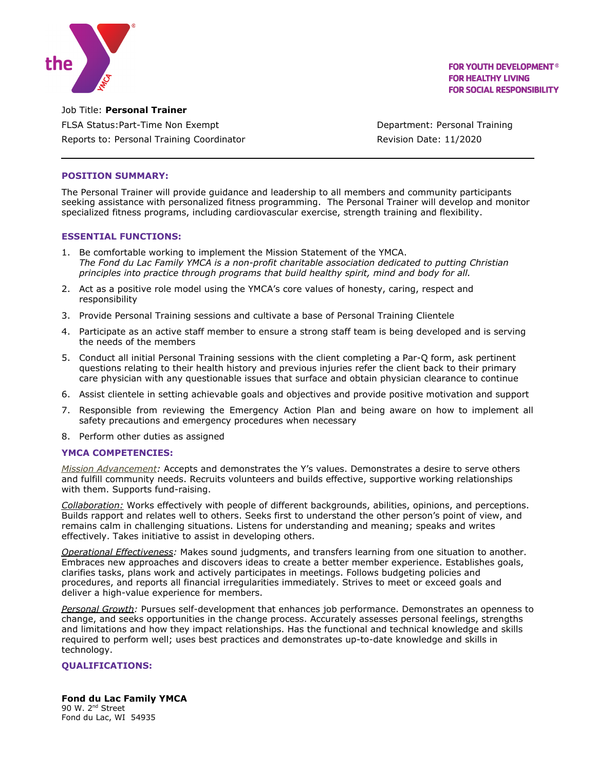FOR YOUTH DEVELOPMENT®
FOR HEALTHY LIVING
FOR SOCIAL RESPONSIBILITY

Job Title: **Personal Trainer**

FLSA Status:Part-Time Non Exempt

Department: Personal Training

Reports to: Personal Training Coordinator

Revision Date: 11/2020

---

## POSITION SUMMARY:

The Personal Trainer will provide guidance and leadership to all members and community participants seeking assistance with personalized fitness programming. The Personal Trainer will develop and monitor specialized fitness programs, including cardiovascular exercise, strength training and flexibility.

## ESSENTIAL FUNCTIONS:

1. Be comfortable working to implement the Mission Statement of the YMCA.
   *The Fond du Lac Family YMCA is a non-profit charitable association dedicated to putting Christian principles into practice through programs that build healthy spirit, mind and body for all.*
2. Act as a positive role model using the YMCA's core values of honesty, caring, respect and responsibility
3. Provide Personal Training sessions and cultivate a base of Personal Training Clientele
4. Participate as an active staff member to ensure a strong staff team is being developed and is serving the needs of the members
5. Conduct all initial Personal Training sessions with the client completing a Par-Q form, ask pertinent questions relating to their health history and previous injuries refer the client back to their primary care physician with any questionable issues that surface and obtain physician clearance to continue
6. Assist clientele in setting achievable goals and objectives and provide positive motivation and support
7. Responsible from reviewing the Emergency Action Plan and being aware on how to implement all safety precautions and emergency procedures when necessary
8. Perform other duties as assigned

## YMCA COMPETENCIES:

*Mission Advancement:* Accepts and demonstrates the Y's values. Demonstrates a desire to serve others and fulfill community needs. Recruits volunteers and builds effective, supportive working relationships with them. Supports fund-raising.

*Collaboration:* Works effectively with people of different backgrounds, abilities, opinions, and perceptions. Builds rapport and relates well to others. Seeks first to understand the other person's point of view, and remains calm in challenging situations. Listens for understanding and meaning; speaks and writes effectively. Takes initiative to assist in developing others.

*Operational Effectiveness:* Makes sound judgments, and transfers learning from one situation to another. Embraces new approaches and discovers ideas to create a better member experience. Establishes goals, clarifies tasks, plans work and actively participates in meetings. Follows budgeting policies and procedures, and reports all financial irregularities immediately. Strives to meet or exceed goals and deliver a high-value experience for members.

*Personal Growth:* Pursues self-development that enhances job performance. Demonstrates an openness to change, and seeks opportunities in the change process. Accurately assesses personal feelings, strengths and limitations and how they impact relationships. Has the functional and technical knowledge and skills required to perform well; uses best practices and demonstrates up-to-date knowledge and skills in technology.

## QUALIFICATIONS:

**Fond du Lac Family YMCA**
90 W. 2nd Street
Fond du Lac, WI 54935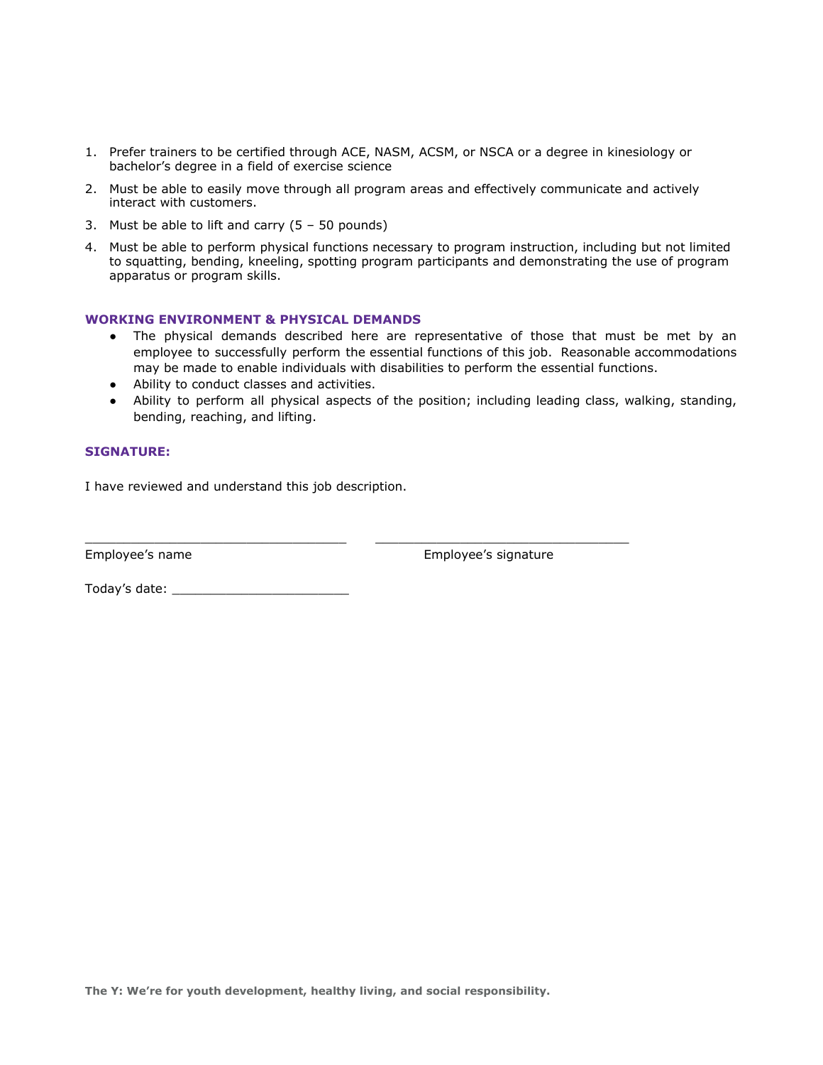1. Prefer trainers to be certified through ACE, NASM, ACSM, or NSCA or a degree in kinesiology or bachelor's degree in a field of exercise science
2. Must be able to easily move through all program areas and effectively communicate and actively interact with customers.
3. Must be able to lift and carry (5 – 50 pounds)
4. Must be able to perform physical functions necessary to program instruction, including but not limited to squatting, bending, kneeling, spotting program participants and demonstrating the use of program apparatus or program skills.

**WORKING ENVIRONMENT & PHYSICAL DEMANDS**

- The physical demands described here are representative of those that must be met by an employee to successfully perform the essential functions of this job. Reasonable accommodations may be made to enable individuals with disabilities to perform the essential functions.
- Ability to conduct classes and activities.
- Ability to perform all physical aspects of the position; including leading class, walking, standing, bending, reaching, and lifting.

**SIGNATURE:**

I have reviewed and understand this job description.

__________________________________ __________________________________

Employee's name Employee's signature

Today's date: _______________________

**The Y: We're for youth development, healthy living, and social responsibility.**